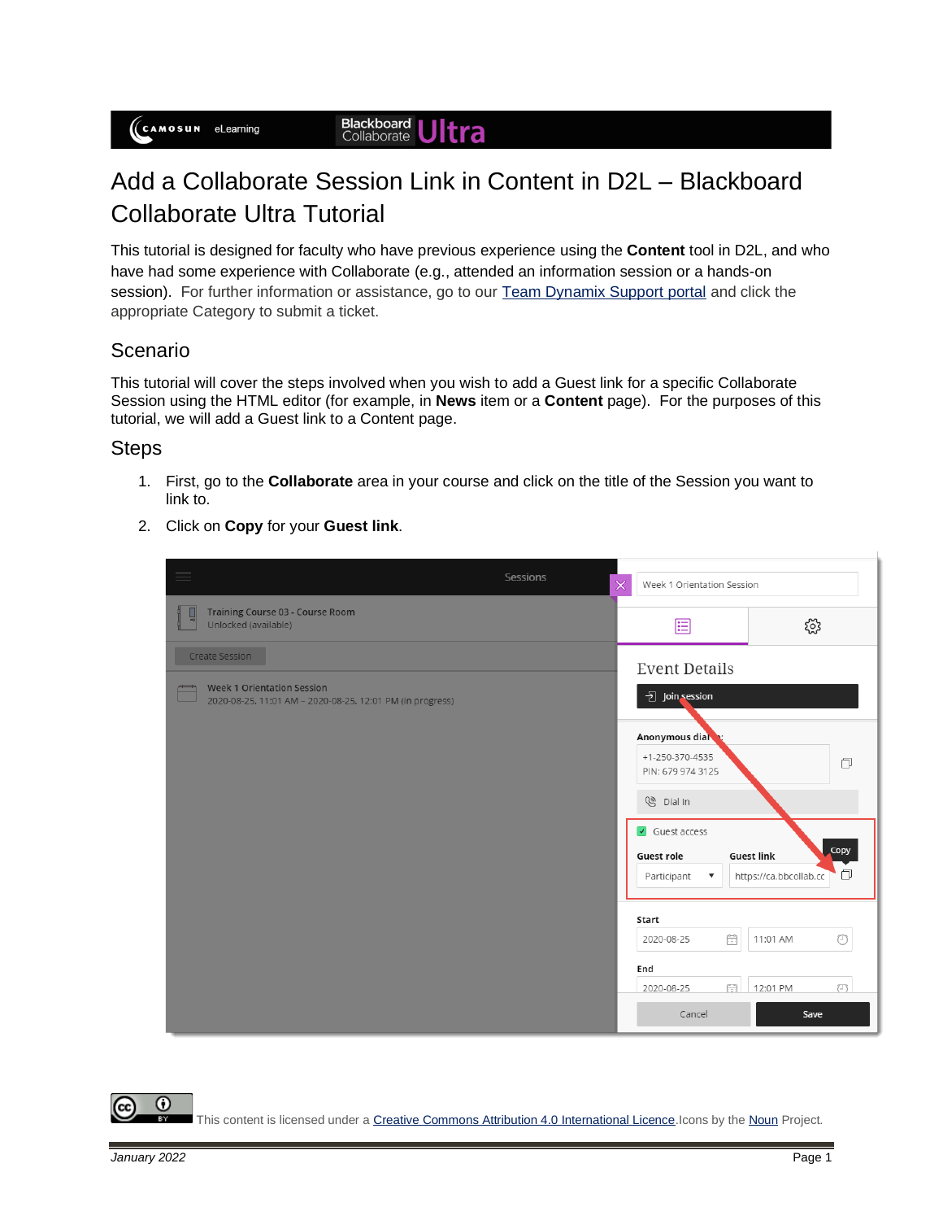# Add a Collaborate Session Link in Content in D2L – Blackboard Collaborate Ultra Tutorial

This tutorial is designed for faculty who have previous experience using the **Content** tool in D2L, and who have had some experience with Collaborate (e.g., attended an information session or a hands-on session). For further information or assistance, go to our Team Dynamix Support portal and click the appropriate Category to submit a ticket.

## Scenario

This tutorial will cover the steps involved when you wish to add a Guest link for a specific Collaborate Session using the HTML editor (for example, in **News** item or a **Content** page). For the purposes of this tutorial, we will add a Guest link to a Content page.

## Steps

1. First, go to the **Collaborate** area in your course and click on the title of the Session you want to link to.
2. Click on **Copy** for your **Guest link**.

This content is licensed under a Creative Commons Attribution 4.0 International Licence. Icons by the Noun Project.

*January 2022*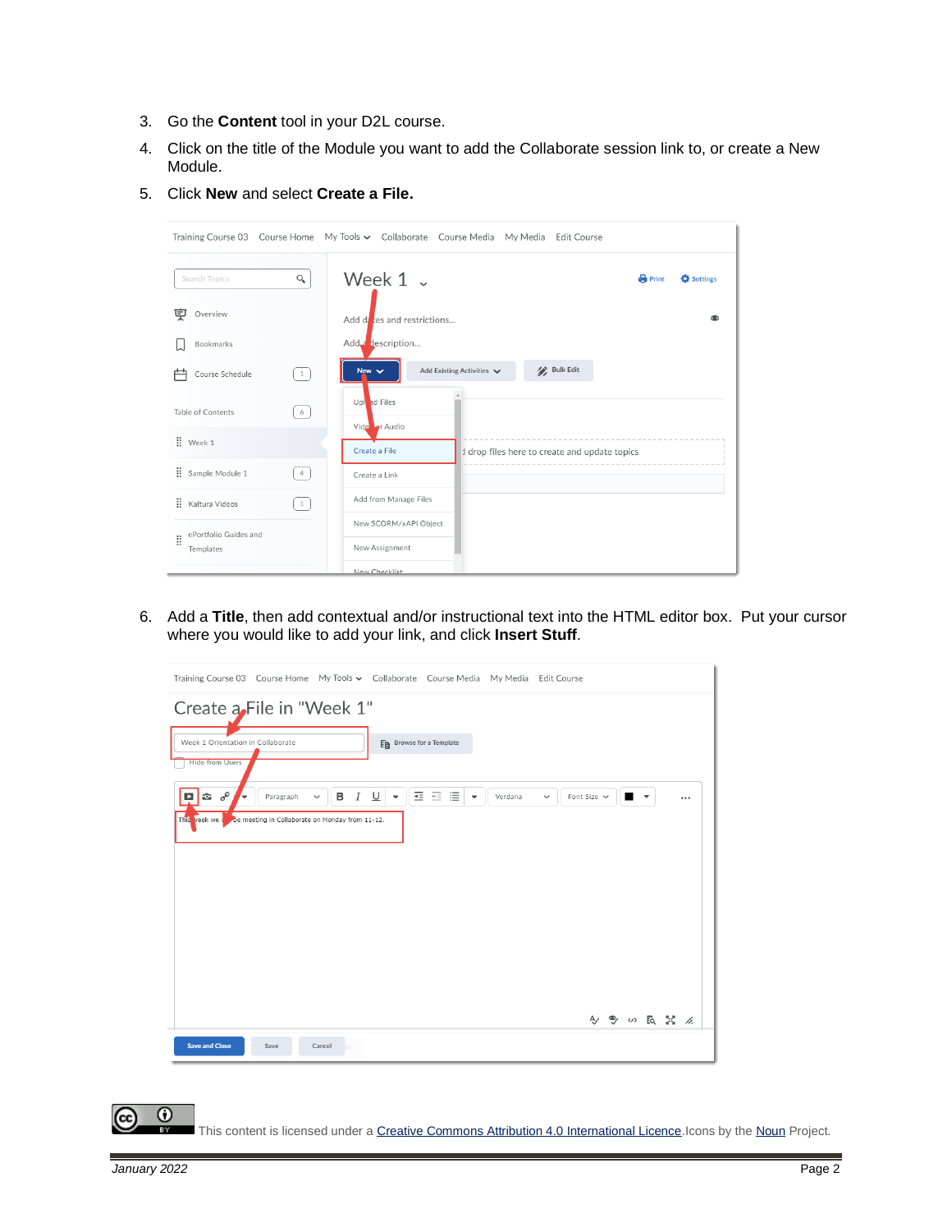3. Go the **Content** tool in your D2L course.
4. Click on the title of the Module you want to add the Collaborate session link to, or create a New Module.
5. Click **New** and select **Create a File.**

6. Add a **Title**, then add contextual and/or instructional text into the HTML editor box. Put your cursor where you would like to add your link, and click **Insert Stuff**.

This content is licensed under a Creative Commons Attribution 4.0 International Licence. Icons by the Noun Project.

January 2022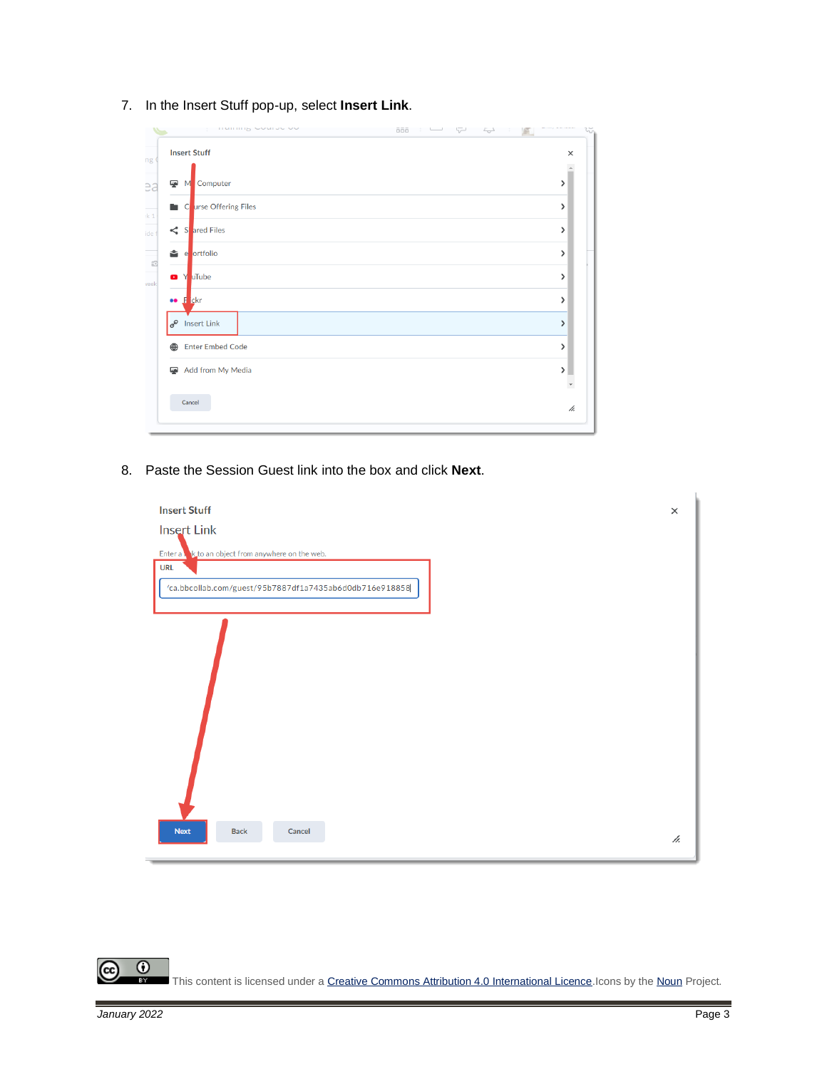7. In the Insert Stuff pop-up, select **Insert Link**.

8. Paste the Session Guest link into the box and click **Next**.

This content is licensed under a [Creative Commons Attribution 4.0 International Licence](). Icons by the [Noun]() Project.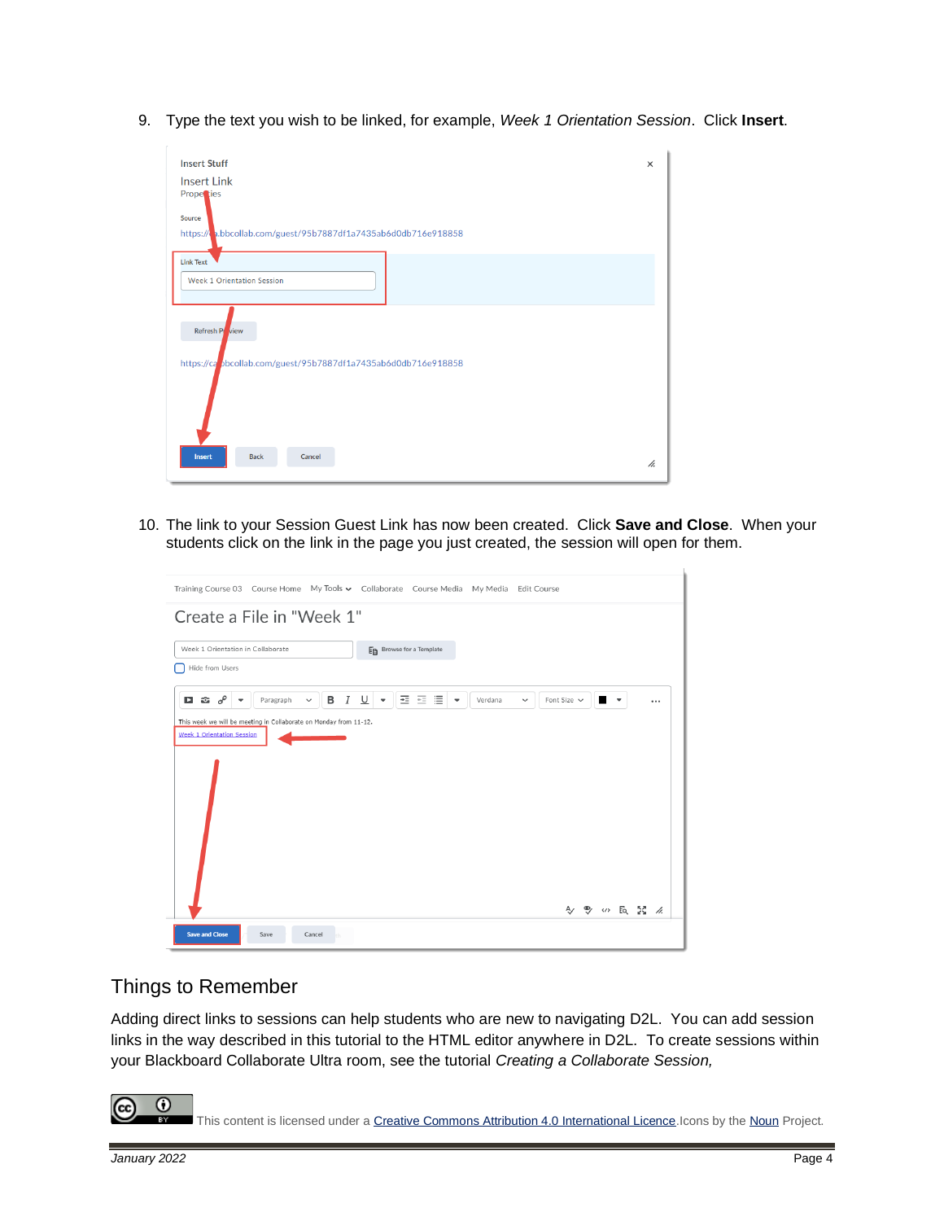9. Type the text you wish to be linked, for example, *Week 1 Orientation Session*. Click **Insert**.

10. The link to your Session Guest Link has now been created. Click **Save and Close**. When your students click on the link in the page you just created, the session will open for them.

## Things to Remember

Adding direct links to sessions can help students who are new to navigating D2L. You can add session links in the way described in this tutorial to the HTML editor anywhere in D2L. To create sessions within your Blackboard Collaborate Ultra room, see the tutorial *Creating a Collaborate Session,*

This content is licensed under a Creative Commons Attribution 4.0 International Licence. Icons by the Noun Project.

*January 2022*